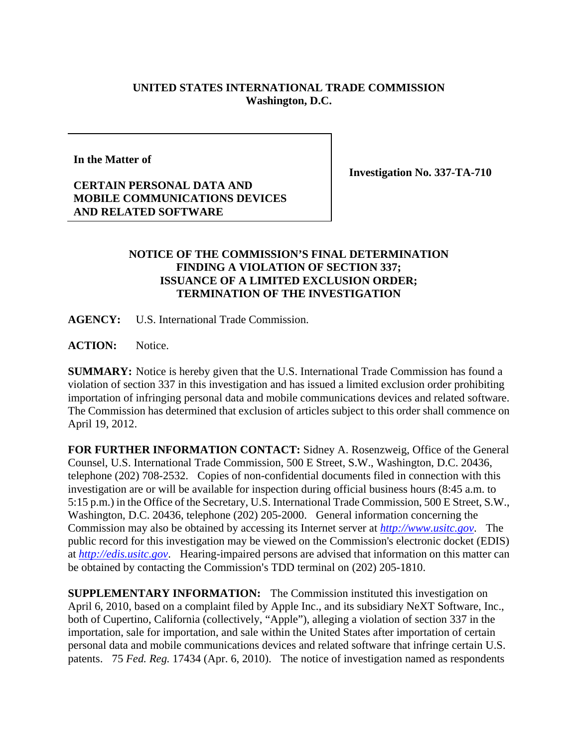**UNITED STATES INTERNATIONAL TRADE COMMISSION**
**Washington, D.C.**

**In the Matter of**

**CERTAIN PERSONAL DATA AND MOBILE COMMUNICATIONS DEVICES AND RELATED SOFTWARE**

**Investigation No. 337-TA-710**

# NOTICE OF THE COMMISSION'S FINAL DETERMINATION FINDING A VIOLATION OF SECTION 337; ISSUANCE OF A LIMITED EXCLUSION ORDER; TERMINATION OF THE INVESTIGATION

**AGENCY:** U.S. International Trade Commission.

**ACTION:** Notice.

**SUMMARY:** Notice is hereby given that the U.S. International Trade Commission has found a violation of section 337 in this investigation and has issued a limited exclusion order prohibiting importation of infringing personal data and mobile communications devices and related software. The Commission has determined that exclusion of articles subject to this order shall commence on April 19, 2012.

**FOR FURTHER INFORMATION CONTACT:** Sidney A. Rosenzweig, Office of the General Counsel, U.S. International Trade Commission, 500 E Street, S.W., Washington, D.C. 20436, telephone (202) 708-2532. Copies of non-confidential documents filed in connection with this investigation are or will be available for inspection during official business hours (8:45 a.m. to 5:15 p.m.) in the Office of the Secretary, U.S. International Trade Commission, 500 E Street, S.W., Washington, D.C. 20436, telephone (202) 205-2000. General information concerning the Commission may also be obtained by accessing its Internet server at *http://www.usitc.gov*. The public record for this investigation may be viewed on the Commission's electronic docket (EDIS) at *http://edis.usitc.gov*. Hearing-impaired persons are advised that information on this matter can be obtained by contacting the Commission's TDD terminal on (202) 205-1810.

**SUPPLEMENTARY INFORMATION:** The Commission instituted this investigation on April 6, 2010, based on a complaint filed by Apple Inc., and its subsidiary NeXT Software, Inc., both of Cupertino, California (collectively, "Apple"), alleging a violation of section 337 in the importation, sale for importation, and sale within the United States after importation of certain personal data and mobile communications devices and related software that infringe certain U.S. patents. 75 *Fed. Reg.* 17434 (Apr. 6, 2010). The notice of investigation named as respondents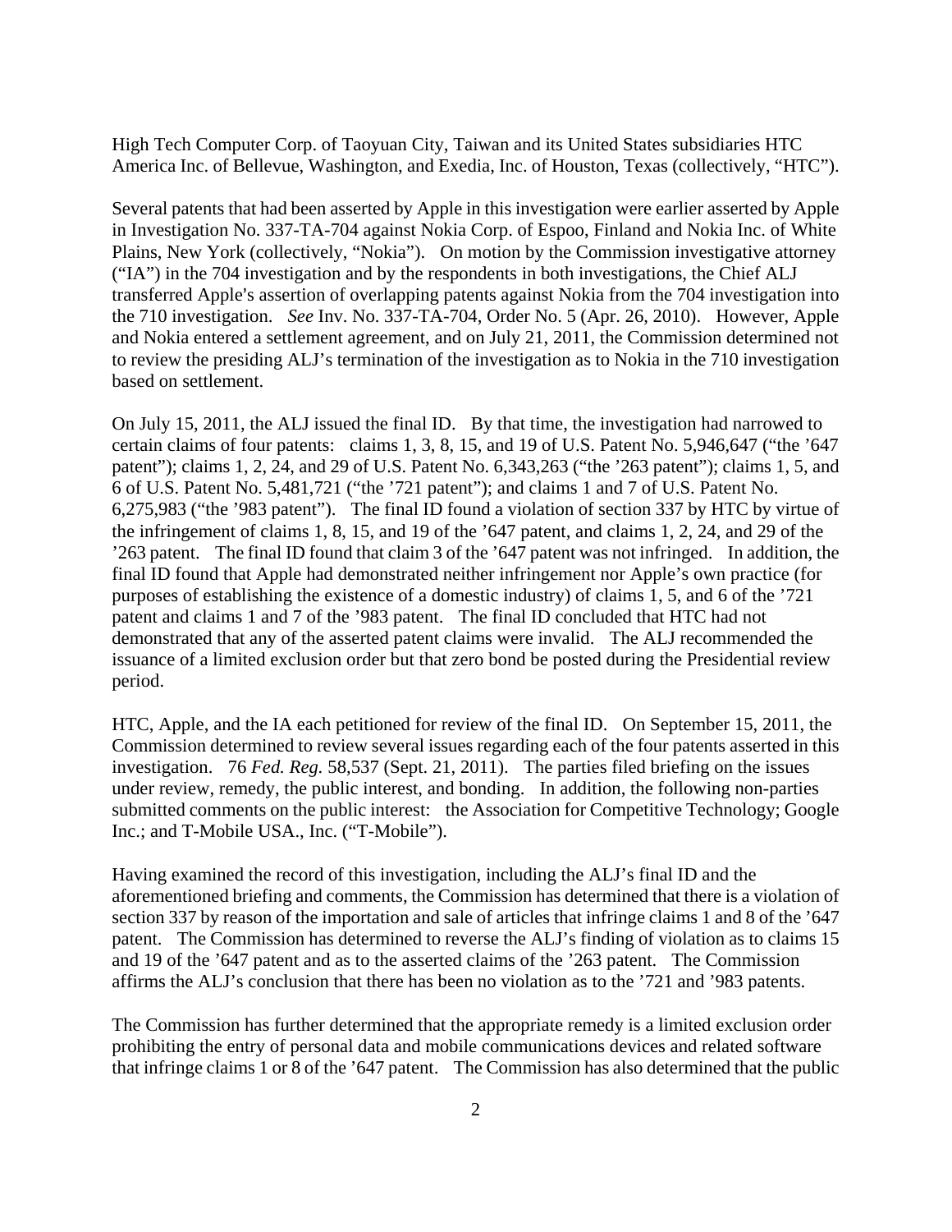High Tech Computer Corp. of Taoyuan City, Taiwan and its United States subsidiaries HTC America Inc. of Bellevue, Washington, and Exedia, Inc. of Houston, Texas (collectively, "HTC").

Several patents that had been asserted by Apple in this investigation were earlier asserted by Apple in Investigation No. 337-TA-704 against Nokia Corp. of Espoo, Finland and Nokia Inc. of White Plains, New York (collectively, "Nokia"). On motion by the Commission investigative attorney ("IA") in the 704 investigation and by the respondents in both investigations, the Chief ALJ transferred Apple's assertion of overlapping patents against Nokia from the 704 investigation into the 710 investigation. *See* Inv. No. 337-TA-704, Order No. 5 (Apr. 26, 2010). However, Apple and Nokia entered a settlement agreement, and on July 21, 2011, the Commission determined not to review the presiding ALJ's termination of the investigation as to Nokia in the 710 investigation based on settlement.

On July 15, 2011, the ALJ issued the final ID. By that time, the investigation had narrowed to certain claims of four patents: claims 1, 3, 8, 15, and 19 of U.S. Patent No. 5,946,647 ("the '647 patent"); claims 1, 2, 24, and 29 of U.S. Patent No. 6,343,263 ("the '263 patent"); claims 1, 5, and 6 of U.S. Patent No. 5,481,721 ("the '721 patent"); and claims 1 and 7 of U.S. Patent No. 6,275,983 ("the '983 patent"). The final ID found a violation of section 337 by HTC by virtue of the infringement of claims 1, 8, 15, and 19 of the '647 patent, and claims 1, 2, 24, and 29 of the '263 patent. The final ID found that claim 3 of the '647 patent was not infringed. In addition, the final ID found that Apple had demonstrated neither infringement nor Apple's own practice (for purposes of establishing the existence of a domestic industry) of claims 1, 5, and 6 of the '721 patent and claims 1 and 7 of the '983 patent. The final ID concluded that HTC had not demonstrated that any of the asserted patent claims were invalid. The ALJ recommended the issuance of a limited exclusion order but that zero bond be posted during the Presidential review period.

HTC, Apple, and the IA each petitioned for review of the final ID. On September 15, 2011, the Commission determined to review several issues regarding each of the four patents asserted in this investigation. 76 *Fed. Reg.* 58,537 (Sept. 21, 2011). The parties filed briefing on the issues under review, remedy, the public interest, and bonding. In addition, the following non-parties submitted comments on the public interest: the Association for Competitive Technology; Google Inc.; and T-Mobile USA., Inc. ("T-Mobile").

Having examined the record of this investigation, including the ALJ's final ID and the aforementioned briefing and comments, the Commission has determined that there is a violation of section 337 by reason of the importation and sale of articles that infringe claims 1 and 8 of the '647 patent. The Commission has determined to reverse the ALJ's finding of violation as to claims 15 and 19 of the '647 patent and as to the asserted claims of the '263 patent. The Commission affirms the ALJ's conclusion that there has been no violation as to the '721 and '983 patents.

The Commission has further determined that the appropriate remedy is a limited exclusion order prohibiting the entry of personal data and mobile communications devices and related software that infringe claims 1 or 8 of the '647 patent. The Commission has also determined that the public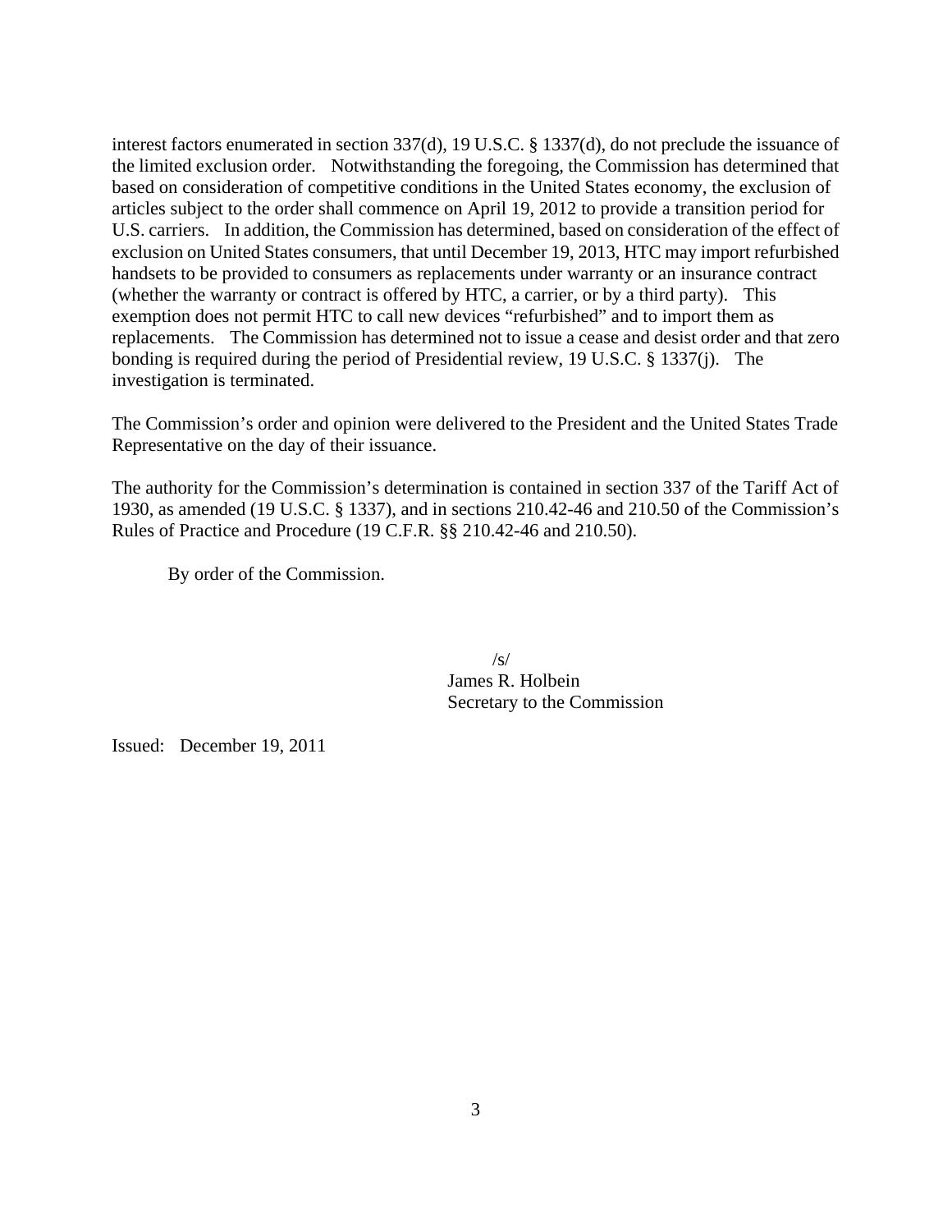interest factors enumerated in section 337(d), 19 U.S.C. § 1337(d), do not preclude the issuance of the limited exclusion order. Notwithstanding the foregoing, the Commission has determined that based on consideration of competitive conditions in the United States economy, the exclusion of articles subject to the order shall commence on April 19, 2012 to provide a transition period for U.S. carriers. In addition, the Commission has determined, based on consideration of the effect of exclusion on United States consumers, that until December 19, 2013, HTC may import refurbished handsets to be provided to consumers as replacements under warranty or an insurance contract (whether the warranty or contract is offered by HTC, a carrier, or by a third party). This exemption does not permit HTC to call new devices "refurbished" and to import them as replacements. The Commission has determined not to issue a cease and desist order and that zero bonding is required during the period of Presidential review, 19 U.S.C. § 1337(j). The investigation is terminated.

The Commission's order and opinion were delivered to the President and the United States Trade Representative on the day of their issuance.

The authority for the Commission's determination is contained in section 337 of the Tariff Act of 1930, as amended (19 U.S.C. § 1337), and in sections 210.42-46 and 210.50 of the Commission's Rules of Practice and Procedure (19 C.F.R. §§ 210.42-46 and 210.50).

By order of the Commission.

/s/
James R. Holbein
Secretary to the Commission

Issued: December 19, 2011